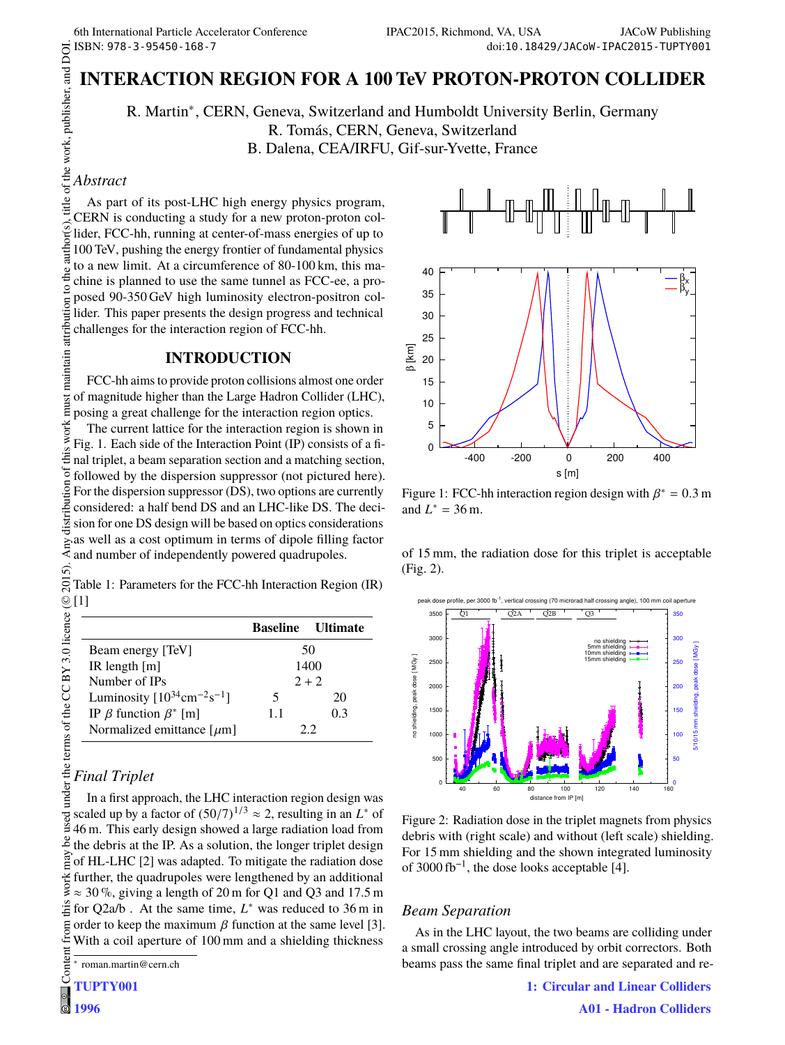# INTERACTION REGION FOR A 100 TeV PROTON-PROTON COLLIDER

R. Martin*, CERN, Geneva, Switzerland and Humboldt University Berlin, Germany
R. Tomás, CERN, Geneva, Switzerland
B. Dalena, CEA/IRFU, Gif-sur-Yvette, France

## *Abstract*

As part of its post-LHC high energy physics program, CERN is conducting a study for a new proton-proton collider, FCC-hh, running at center-of-mass energies of up to 100 TeV, pushing the energy frontier of fundamental physics to a new limit. At a circumference of 80-100 km, this machine is planned to use the same tunnel as FCC-ee, a proposed 90-350 GeV high luminosity electron-positron collider. This paper presents the design progress and technical challenges for the interaction region of FCC-hh.

## INTRODUCTION

FCC-hh aims to provide proton collisions almost one order of magnitude higher than the Large Hadron Collider (LHC), posing a great challenge for the interaction region optics.

The current lattice for the interaction region is shown in Fig. 1. Each side of the Interaction Point (IP) consists of a final triplet, a beam separation section and a matching section, followed by the dispersion suppressor (not pictured here). For the dispersion suppressor (DS), two options are currently considered: a half bend DS and an LHC-like DS. The decision for one DS design will be based on optics considerations as well as a cost optimum in terms of dipole filling factor and number of independently powered quadrupoles.

Table 1: Parameters for the FCC-hh Interaction Region (IR) [1]

| | Baseline | Ultimate |
|---|---|---|
| Beam energy [TeV] | 50 | |
| IR length [m] | 1400 | |
| Number of IPs | 2 + 2 | |
| Luminosity [$10^{34}$cm$^{-2}$s$^{-1}$] | 5 | 20 |
| IP $\beta$ function $\beta^*$ [m] | 1.1 | 0.3 |
| Normalized emittance [$\mu$m] | 2.2 | |

### *Final Triplet*

In a first approach, the LHC interaction region design was scaled up by a factor of $(50/7)^{1/3} \approx 2$, resulting in an $L^*$ of 46 m. This early design showed a large radiation load from the debris at the IP. As a solution, the longer triplet design of HL-LHC [2] was adapted. To mitigate the radiation dose further, the quadrupoles were lengthened by an additional $\approx 30\,\%$, giving a length of 20 m for Q1 and Q3 and 17.5 m for Q2a/b . At the same time, $L^*$ was reduced to 36 m in order to keep the maximum $\beta$ function at the same level [3]. With a coil aperture of 100 mm and a shielding thickness of 15 mm, the radiation dose for this triplet is acceptable (Fig. 2).

Figure 1: FCC-hh interaction region design with $\beta^* = 0.3$ m and $L^* = 36$ m.

Figure 2: Radiation dose in the triplet magnets from physics debris with (right scale) and without (left scale) shielding. For 15 mm shielding and the shown integrated luminosity of 3000 fb$^{-1}$, the dose looks acceptable [4].

### *Beam Separation*

As in the LHC layout, the two beams are colliding under a small crossing angle introduced by orbit correctors. Both beams pass the same final triplet and are separated and re-

* roman.martin@cern.ch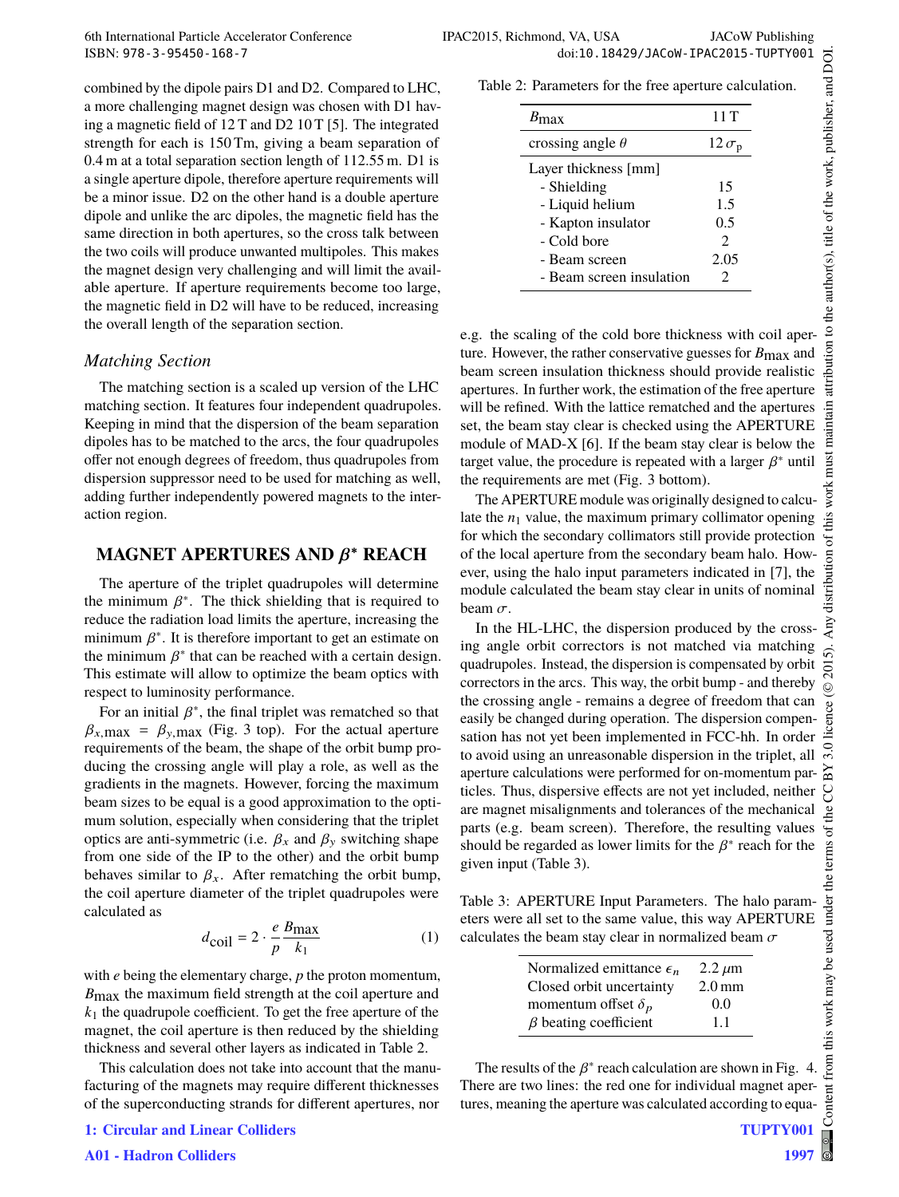combined by the dipole pairs D1 and D2. Compared to LHC, a more challenging magnet design was chosen with D1 having a magnetic field of 12 T and D2 10 T [5]. The integrated strength for each is 150 Tm, giving a beam separation of 0.4 m at a total separation section length of 112.55 m. D1 is a single aperture dipole, therefore aperture requirements will be a minor issue. D2 on the other hand is a double aperture dipole and unlike the arc dipoles, the magnetic field has the same direction in both apertures, so the cross talk between the two coils will produce unwanted multipoles. This makes the magnet design very challenging and will limit the available aperture. If aperture requirements become too large, the magnetic field in D2 will have to be reduced, increasing the overall length of the separation section.

### *Matching Section*

The matching section is a scaled up version of the LHC matching section. It features four independent quadrupoles. Keeping in mind that the dispersion of the beam separation dipoles has to be matched to the arcs, the four quadrupoles offer not enough degrees of freedom, thus quadrupoles from dispersion suppressor need to be used for matching as well, adding further independently powered magnets to the interaction region.

## MAGNET APERTURES AND $\beta^*$ REACH

The aperture of the triplet quadrupoles will determine the minimum $\beta^*$. The thick shielding that is required to reduce the radiation load limits the aperture, increasing the minimum $\beta^*$. It is therefore important to get an estimate on the minimum $\beta^*$ that can be reached with a certain design. This estimate will allow to optimize the beam optics with respect to luminosity performance.

For an initial $\beta^*$, the final triplet was rematched so that $\beta_{x,\text{max}} = \beta_{y,\text{max}}$ (Fig. 3 top). For the actual aperture requirements of the beam, the shape of the orbit bump producing the crossing angle will play a role, as well as the gradients in the magnets. However, forcing the maximum beam sizes to be equal is a good approximation to the optimum solution, especially when considering that the triplet optics are anti-symmetric (i.e. $\beta_x$ and $\beta_y$ switching shape from one side of the IP to the other) and the orbit bump behaves similar to $\beta_x$. After rematching the orbit bump, the coil aperture diameter of the triplet quadrupoles were calculated as

$$d_{\text{coil}} = 2 \cdot \frac{e}{p} \frac{B_{\text{max}}}{k_1} \tag{1}$$

with $e$ being the elementary charge, $p$ the proton momentum, $B_{\text{max}}$ the maximum field strength at the coil aperture and $k_1$ the quadrupole coefficient. To get the free aperture of the magnet, the coil aperture is then reduced by the shielding thickness and several other layers as indicated in Table 2.

This calculation does not take into account that the manufacturing of the magnets may require different thicknesses of the superconducting strands for different apertures, nor e.g. the scaling of the cold bore thickness with coil aperture. However, the rather conservative guesses for $B_{\text{max}}$ and beam screen insulation thickness should provide realistic apertures. In further work, the estimation of the free aperture will be refined. With the lattice rematched and the apertures set, the beam stay clear is checked using the APERTURE module of MAD-X [6]. If the beam stay clear is below the target value, the procedure is repeated with a larger $\beta^*$ until the requirements are met (Fig. 3 bottom).

Table 2: Parameters for the free aperture calculation.

| $B_{\text{max}}$ | 11 T |
|---|---|
| crossing angle $\theta$ | $12\,\sigma_{\text{p}}$ |
| Layer thickness [mm] | |
| - Shielding | 15 |
| - Liquid helium | 1.5 |
| - Kapton insulator | 0.5 |
| - Cold bore | 2 |
| - Beam screen | 2.05 |
| - Beam screen insulation | 2 |

The APERTURE module was originally designed to calculate the $n_1$ value, the maximum primary collimator opening for which the secondary collimators still provide protection of the local aperture from the secondary beam halo. However, using the halo input parameters indicated in [7], the module calculated the beam stay clear in units of nominal beam $\sigma$.

In the HL-LHC, the dispersion produced by the crossing angle orbit correctors is not matched via matching quadrupoles. Instead, the dispersion is compensated by orbit correctors in the arcs. This way, the orbit bump - and thereby the crossing angle - remains a degree of freedom that can easily be changed during operation. The dispersion compensation has not yet been implemented in FCC-hh. In order to avoid using an unreasonable dispersion in the triplet, all aperture calculations were performed for on-momentum particles. Thus, dispersive effects are not yet included, neither are magnet misalignments and tolerances of the mechanical parts (e.g. beam screen). Therefore, the resulting values should be regarded as lower limits for the $\beta^*$ reach for the given input (Table 3).

Table 3: APERTURE Input Parameters. The halo parameters were all set to the same value, this way APERTURE calculates the beam stay clear in normalized beam $\sigma$

| Normalized emittance $\epsilon_n$ | 2.2 $\mu$m |
|---|---|
| Closed orbit uncertainty | 2.0 mm |
| momentum offset $\delta_p$ | 0.0 |
| $\beta$ beating coefficient | 1.1 |

The results of the $\beta^*$ reach calculation are shown in Fig. 4. There are two lines: the red one for individual magnet apertures, meaning the aperture was calculated according to equa-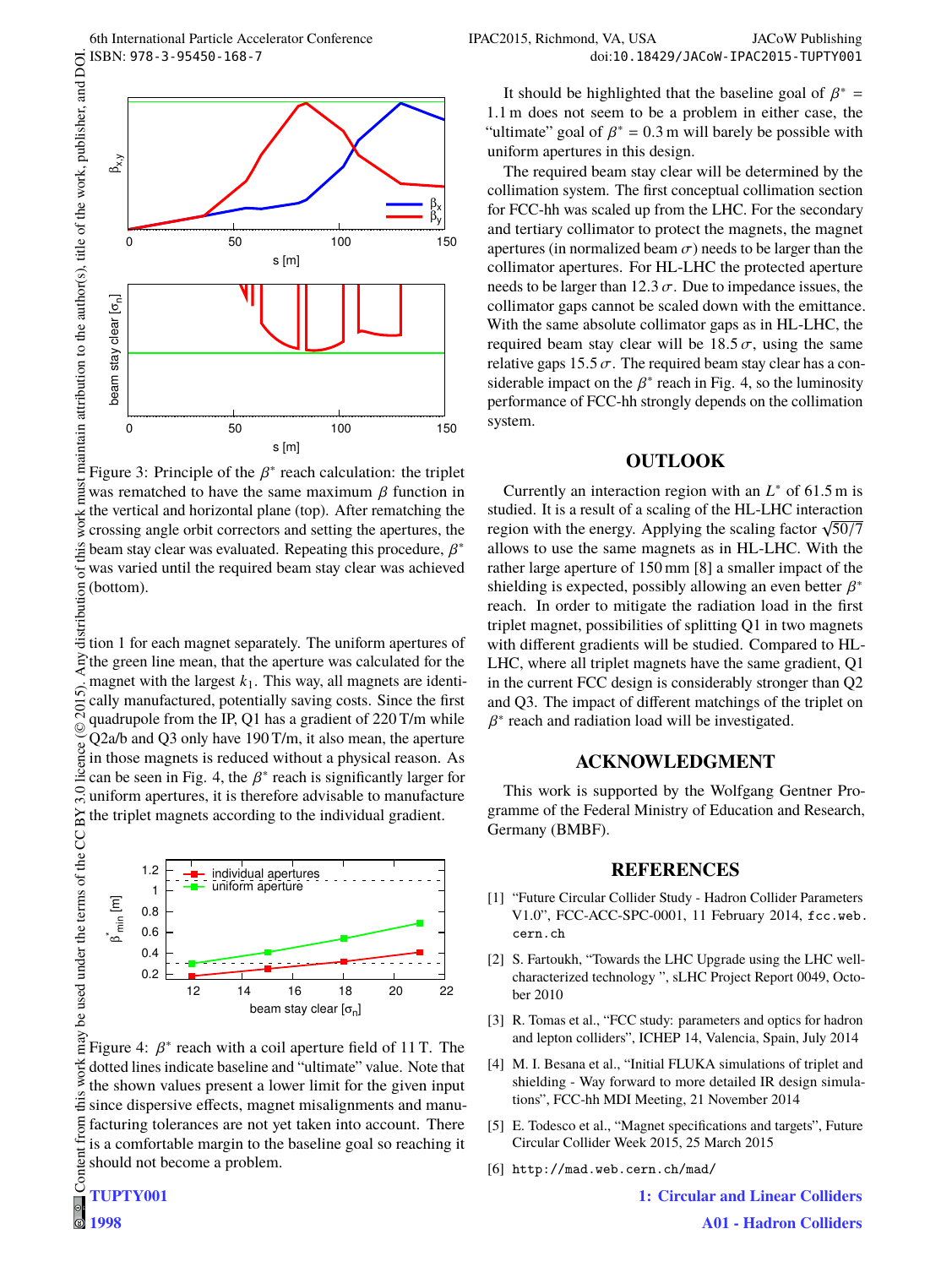Figure 3: Principle of the $\beta^*$ reach calculation: the triplet was rematched to have the same maximum $\beta$ function in the vertical and horizontal plane (top). After rematching the crossing angle orbit correctors and setting the apertures, the beam stay clear was evaluated. Repeating this procedure, $\beta^*$ was varied until the required beam stay clear was achieved (bottom).

tion 1 for each magnet separately. The uniform apertures of the green line mean, that the aperture was calculated for the magnet with the largest $k_1$. This way, all magnets are identically manufactured, potentially saving costs. Since the first quadrupole from the IP, Q1 has a gradient of 220 T/m while Q2a/b and Q3 only have 190 T/m, it also mean, the aperture in those magnets is reduced without a physical reason. As can be seen in Fig. 4, the $\beta^*$ reach is significantly larger for uniform apertures, it is therefore advisable to manufacture the triplet magnets according to the individual gradient.

Figure 4: $\beta^*$ reach with a coil aperture field of 11 T. The dotted lines indicate baseline and "ultimate" value. Note that the shown values present a lower limit for the given input since dispersive effects, magnet misalignments and manufacturing tolerances are not yet taken into account. There is a comfortable margin to the baseline goal so reaching it should not become a problem.

It should be highlighted that the baseline goal of $\beta^* = 1.1$ m does not seem to be a problem in either case, the "ultimate" goal of $\beta^* = 0.3$ m will barely be possible with uniform apertures in this design.

The required beam stay clear will be determined by the collimation system. The first conceptual collimation section for FCC-hh was scaled up from the LHC. For the secondary and tertiary collimator to protect the magnets, the magnet apertures (in normalized beam $\sigma$) needs to be larger than the collimator apertures. For HL-LHC the protected aperture needs to be larger than 12.3 $\sigma$. Due to impedance issues, the collimator gaps cannot be scaled down with the emittance. With the same absolute collimator gaps as in HL-LHC, the required beam stay clear will be 18.5 $\sigma$, using the same relative gaps 15.5 $\sigma$. The required beam stay clear has a considerable impact on the $\beta^*$ reach in Fig. 4, so the luminosity performance of FCC-hh strongly depends on the collimation system.

## OUTLOOK

Currently an interaction region with an $L^*$ of 61.5 m is studied. It is a result of a scaling of the HL-LHC interaction region with the energy. Applying the scaling factor $\sqrt{50/7}$ allows to use the same magnets as in HL-LHC. With the rather large aperture of 150 mm [8] a smaller impact of the shielding is expected, possibly allowing an even better $\beta^*$ reach. In order to mitigate the radiation load in the first triplet magnet, possibilities of splitting Q1 in two magnets with different gradients will be studied. Compared to HL-LHC, where all triplet magnets have the same gradient, Q1 in the current FCC design is considerably stronger than Q2 and Q3. The impact of different matchings of the triplet on $\beta^*$ reach and radiation load will be investigated.

## ACKNOWLEDGMENT

This work is supported by the Wolfgang Gentner Programme of the Federal Ministry of Education and Research, Germany (BMBF).

## REFERENCES

[1] "Future Circular Collider Study - Hadron Collider Parameters V1.0", FCC-ACC-SPC-0001, 11 February 2014, fcc.web.cern.ch

[2] S. Fartoukh, "Towards the LHC Upgrade using the LHC well-characterized technology ", sLHC Project Report 0049, October 2010

[3] R. Tomas et al., "FCC study: parameters and optics for hadron and lepton colliders", ICHEP 14, Valencia, Spain, July 2014

[4] M. I. Besana et al., "Initial FLUKA simulations of triplet and shielding - Way forward to more detailed IR design simulations", FCC-hh MDI Meeting, 21 November 2014

[5] E. Todesco et al., "Magnet specifications and targets", Future Circular Collider Week 2015, 25 March 2015

[6] http://mad.web.cern.ch/mad/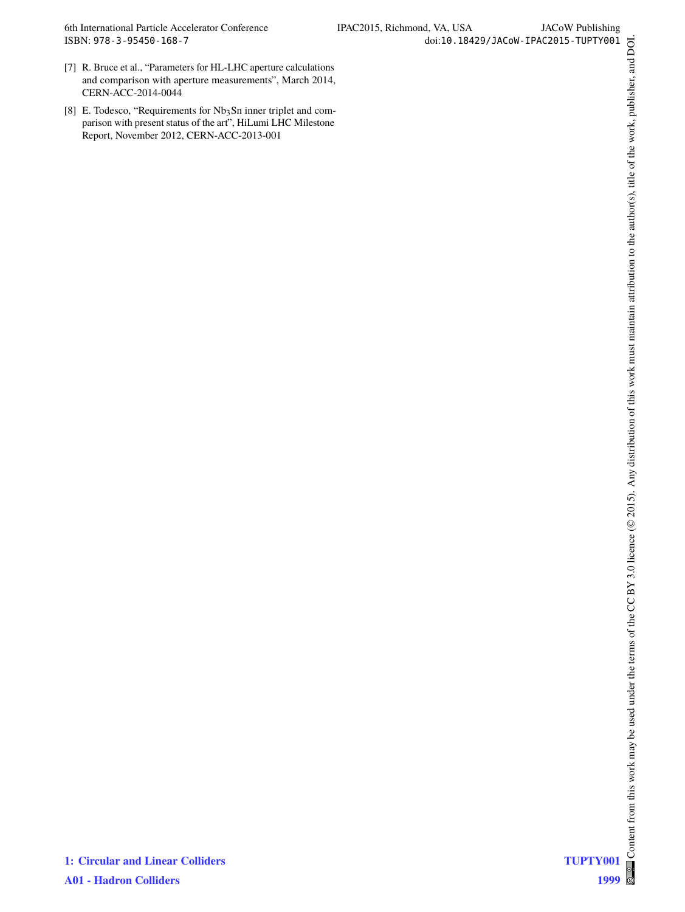[7] R. Bruce et al., “Parameters for HL-LHC aperture calculations and comparison with aperture measurements”, March 2014, CERN-ACC-2014-0044

[8] E. Todesco, “Requirements for $Nb_3Sn$ inner triplet and comparison with present status of the art”, HiLumi LHC Milestone Report, November 2012, CERN-ACC-2013-001